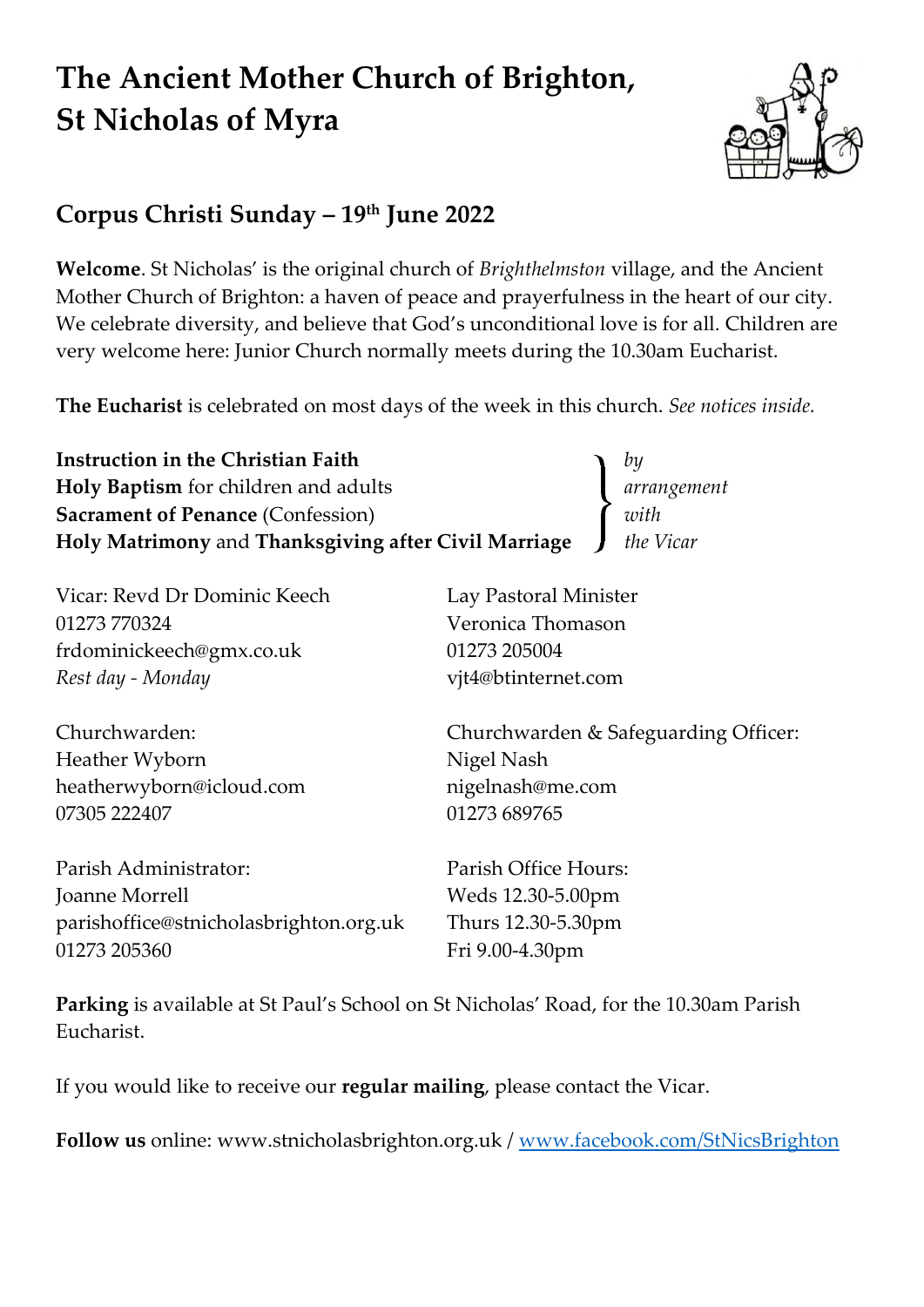# The Ancient Mother Church of Brighton, St Nicholas of Myra

## Corpus Christi Sunday – 19th June 2022

**Welcome**. St Nicholas' is the original church of *Brighthelmston* village, and the Ancient Mother Church of Brighton: a haven of peace and prayerfulness in the heart of our city. We celebrate diversity, and believe that God's unconditional love is for all. Children are very welcome here: Junior Church normally meets during the 10.30am Eucharist.

**The Eucharist** is celebrated on most days of the week in this church. *See notices inside.*

**Instruction in the Christian Faith**
**Holy Baptism** for children and adults
**Sacrament of Penance** (Confession)
**Holy Matrimony** and **Thanksgiving after Civil Marriage**

*by arrangement with the Vicar*

Vicar: Revd Dr Dominic Keech
01273 770324
frdominickeech@gmx.co.uk
*Rest day - Monday*

Lay Pastoral Minister
Veronica Thomason
01273 205004
vjt4@btinternet.com

Churchwarden:
Heather Wyborn
heatherwyborn@icloud.com
07305 222407

Churchwarden & Safeguarding Officer:
Nigel Nash
nigelnash@me.com
01273 689765

Parish Administrator:
Joanne Morrell
parishoffice@stnicholasbrighton.org.uk
01273 205360

Parish Office Hours:
Weds 12.30-5.00pm
Thurs 12.30-5.30pm
Fri 9.00-4.30pm

**Parking** is available at St Paul's School on St Nicholas' Road, for the 10.30am Parish Eucharist.

If you would like to receive our **regular mailing**, please contact the Vicar.

**Follow us** online: www.stnicholasbrighton.org.uk / www.facebook.com/StNicsBrighton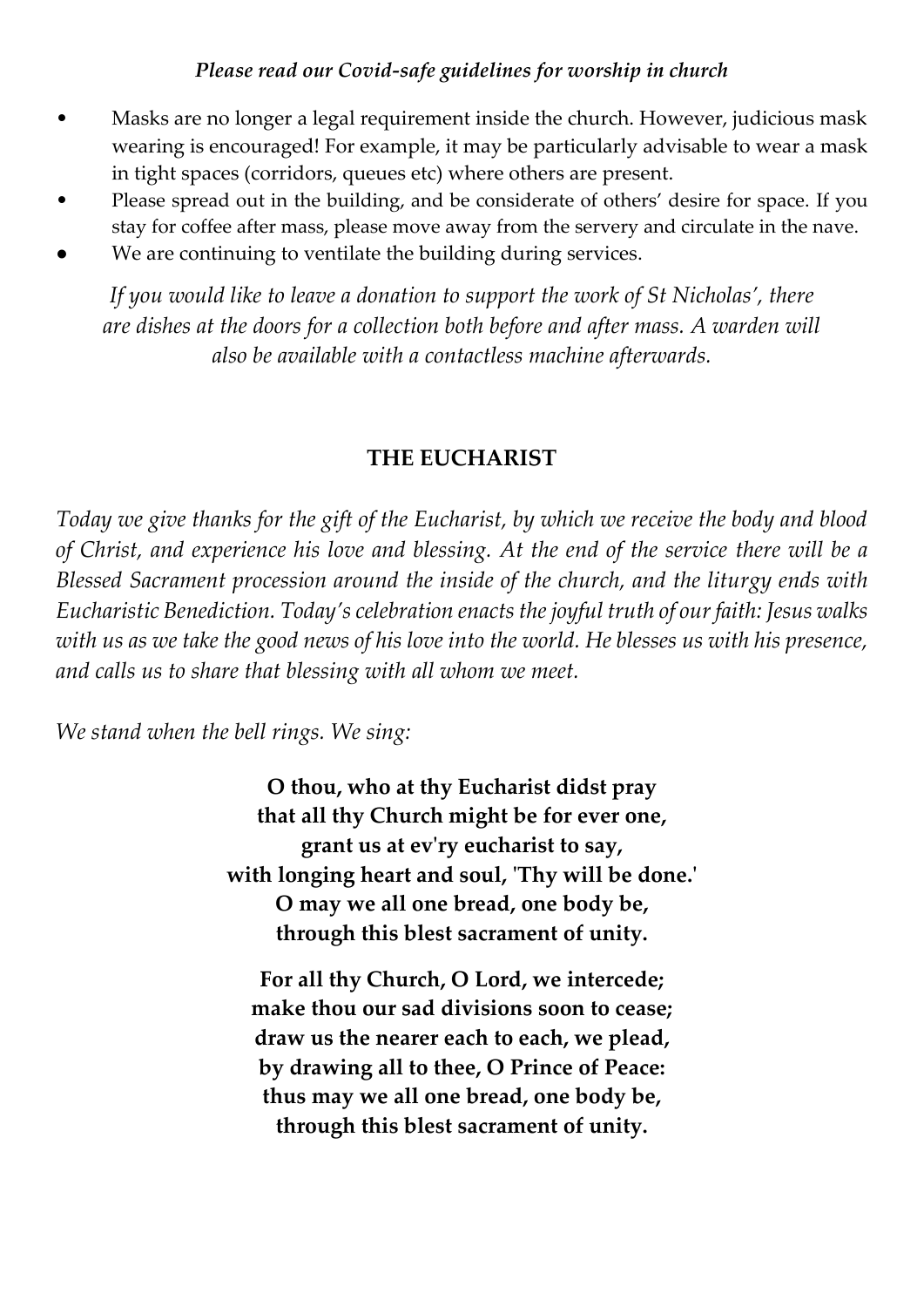*Please read our Covid-safe guidelines for worship in church*

- Masks are no longer a legal requirement inside the church. However, judicious mask wearing is encouraged! For example, it may be particularly advisable to wear a mask in tight spaces (corridors, queues etc) where others are present.
- Please spread out in the building, and be considerate of others' desire for space. If you stay for coffee after mass, please move away from the servery and circulate in the nave.
- We are continuing to ventilate the building during services.

*If you would like to leave a donation to support the work of St Nicholas', there are dishes at the doors for a collection both before and after mass. A warden will also be available with a contactless machine afterwards.*

## THE EUCHARIST

*Today we give thanks for the gift of the Eucharist, by which we receive the body and blood of Christ, and experience his love and blessing. At the end of the service there will be a Blessed Sacrament procession around the inside of the church, and the liturgy ends with Eucharistic Benediction. Today's celebration enacts the joyful truth of our faith: Jesus walks with us as we take the good news of his love into the world. He blesses us with his presence, and calls us to share that blessing with all whom we meet.*

*We stand when the bell rings. We sing:*

**O thou, who at thy Eucharist didst pray**
**that all thy Church might be for ever one,**
**grant us at ev'ry eucharist to say,**
**with longing heart and soul, 'Thy will be done.'**
**O may we all one bread, one body be,**
**through this blest sacrament of unity.**

**For all thy Church, O Lord, we intercede;**
**make thou our sad divisions soon to cease;**
**draw us the nearer each to each, we plead,**
**by drawing all to thee, O Prince of Peace:**
**thus may we all one bread, one body be,**
**through this blest sacrament of unity.**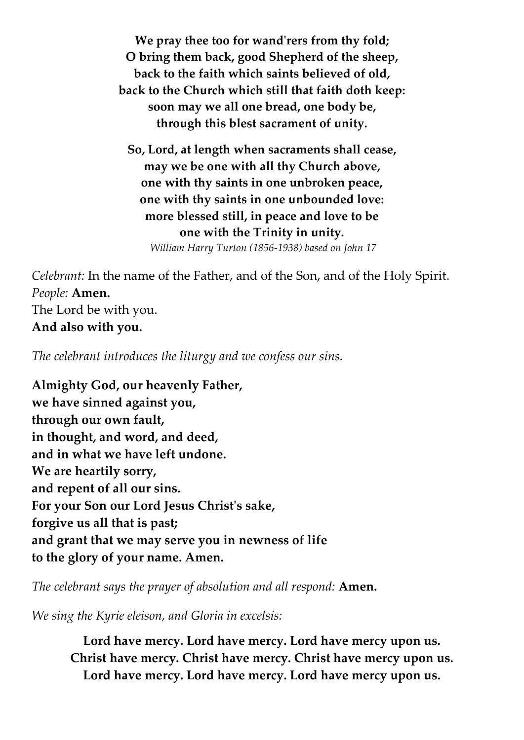**We pray thee too for wand'rers from thy fold;**
**O bring them back, good Shepherd of the sheep,**
**back to the faith which saints believed of old,**
**back to the Church which still that faith doth keep:**
**soon may we all one bread, one body be,**
**through this blest sacrament of unity.**

**So, Lord, at length when sacraments shall cease,**
**may we be one with all thy Church above,**
**one with thy saints in one unbroken peace,**
**one with thy saints in one unbounded love:**
**more blessed still, in peace and love to be**
**one with the Trinity in unity.**
*William Harry Turton (1856-1938) based on John 17*

*Celebrant:* In the name of the Father, and of the Son, and of the Holy Spirit.
*People:* **Amen.**
The Lord be with you.
**And also with you.**

*The celebrant introduces the liturgy and we confess our sins.*

**Almighty God, our heavenly Father,**
**we have sinned against you,**
**through our own fault,**
**in thought, and word, and deed,**
**and in what we have left undone.**
**We are heartily sorry,**
**and repent of all our sins.**
**For your Son our Lord Jesus Christ's sake,**
**forgive us all that is past;**
**and grant that we may serve you in newness of life**
**to the glory of your name. Amen.**

*The celebrant says the prayer of absolution and all respond:* **Amen.**

*We sing the Kyrie eleison, and Gloria in excelsis:*

**Lord have mercy. Lord have mercy. Lord have mercy upon us.**
**Christ have mercy. Christ have mercy. Christ have mercy upon us.**
**Lord have mercy. Lord have mercy. Lord have mercy upon us.**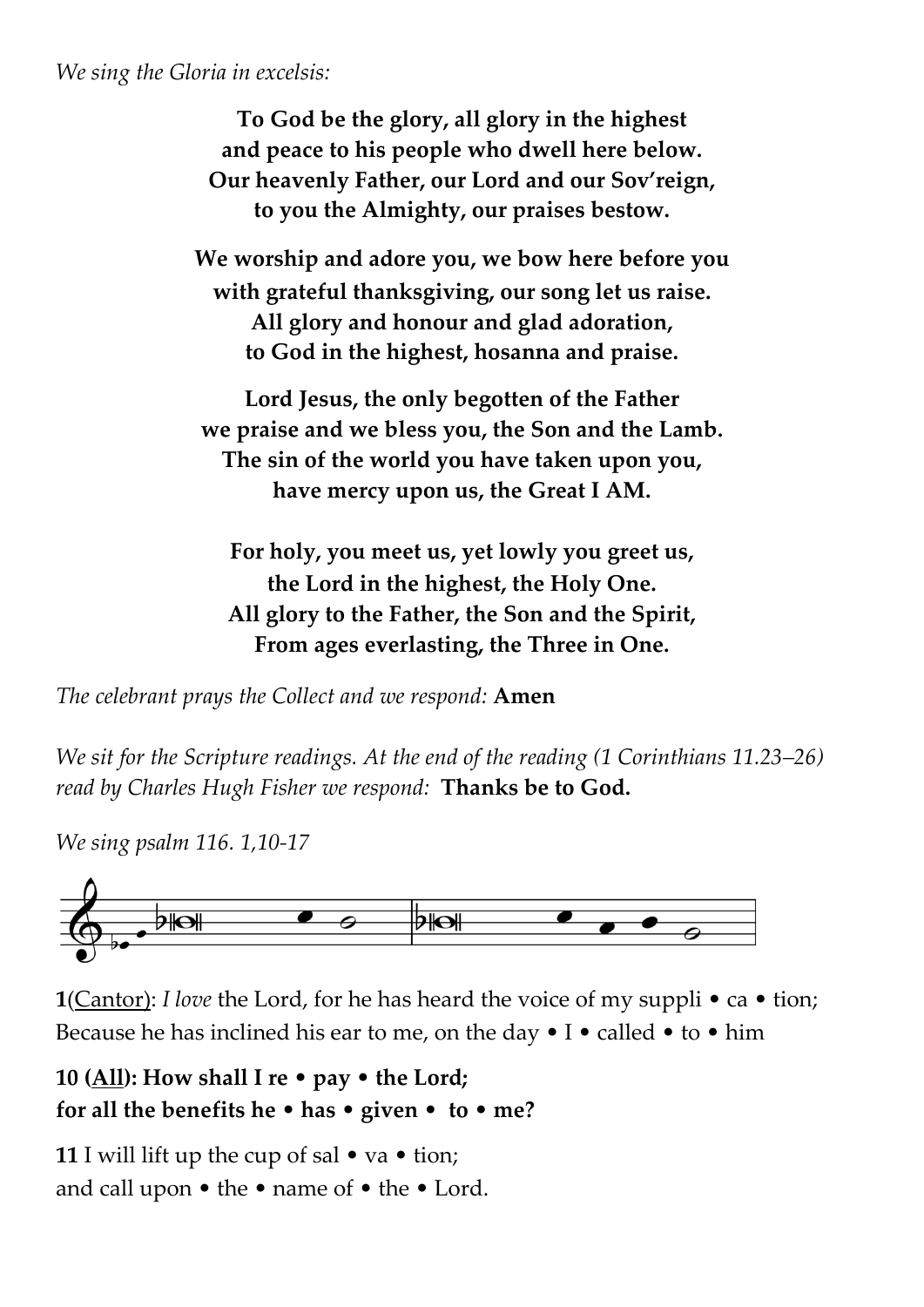*We sing the Gloria in excelsis:*

**To God be the glory, all glory in the highest**
**and peace to his people who dwell here below.**
**Our heavenly Father, our Lord and our Sov'reign,**
**to you the Almighty, our praises bestow.**

**We worship and adore you, we bow here before you**
**with grateful thanksgiving, our song let us raise.**
**All glory and honour and glad adoration,**
**to God in the highest, hosanna and praise.**

**Lord Jesus, the only begotten of the Father**
**we praise and we bless you, the Son and the Lamb.**
**The sin of the world you have taken upon you,**
**have mercy upon us, the Great I AM.**

**For holy, you meet us, yet lowly you greet us,**
**the Lord in the highest, the Holy One.**
**All glory to the Father, the Son and the Spirit,**
**From ages everlasting, the Three in One.**

*The celebrant prays the Collect and we respond:* **Amen**

*We sit for the Scripture readings. At the end of the reading (1 Corinthians 11.23–26) read by Charles Hugh Fisher we respond:* **Thanks be to God.**

*We sing psalm 116. 1,10-17*

**1**(Cantor): *I love* the Lord, for he has heard the voice of my suppli • ca • tion;
Because he has inclined his ear to me, on the day • I • called • to • him

**10 (All): How shall I re • pay • the Lord;**
**for all the benefits he • has • given • to • me?**

**11** I will lift up the cup of sal • va • tion;
and call upon • the • name of • the • Lord.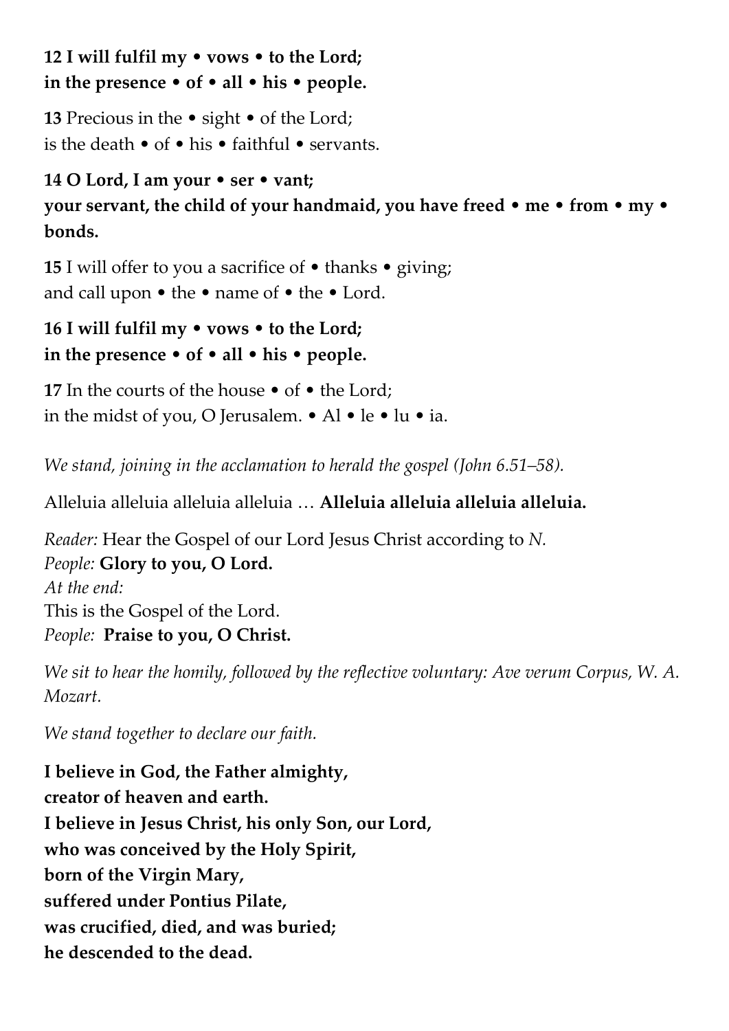**12 I will fulfil my • vows • to the Lord;**
**in the presence • of • all • his • people.**

**13** Precious in the • sight • of the Lord;
is the death • of • his • faithful • servants.

**14 O Lord, I am your • ser • vant;**
**your servant, the child of your handmaid, you have freed • me • from • my • bonds.**

**15** I will offer to you a sacrifice of • thanks • giving;
and call upon • the • name of • the • Lord.

**16 I will fulfil my • vows • to the Lord;**
**in the presence • of • all • his • people.**

**17** In the courts of the house • of • the Lord;
in the midst of you, O Jerusalem. • Al • le • lu • ia.

*We stand, joining in the acclamation to herald the gospel (John 6.51–58).*

Alleluia alleluia alleluia alleluia … **Alleluia alleluia alleluia alleluia.**

*Reader:* Hear the Gospel of our Lord Jesus Christ according to *N.*
*People:* **Glory to you, O Lord.**
*At the end:*
This is the Gospel of the Lord.
*People:* **Praise to you, O Christ.**

*We sit to hear the homily, followed by the reflective voluntary: Ave verum Corpus, W. A. Mozart.*

*We stand together to declare our faith.*

**I believe in God, the Father almighty,**
**creator of heaven and earth.**
**I believe in Jesus Christ, his only Son, our Lord,**
**who was conceived by the Holy Spirit,**
**born of the Virgin Mary,**
**suffered under Pontius Pilate,**
**was crucified, died, and was buried;**
**he descended to the dead.**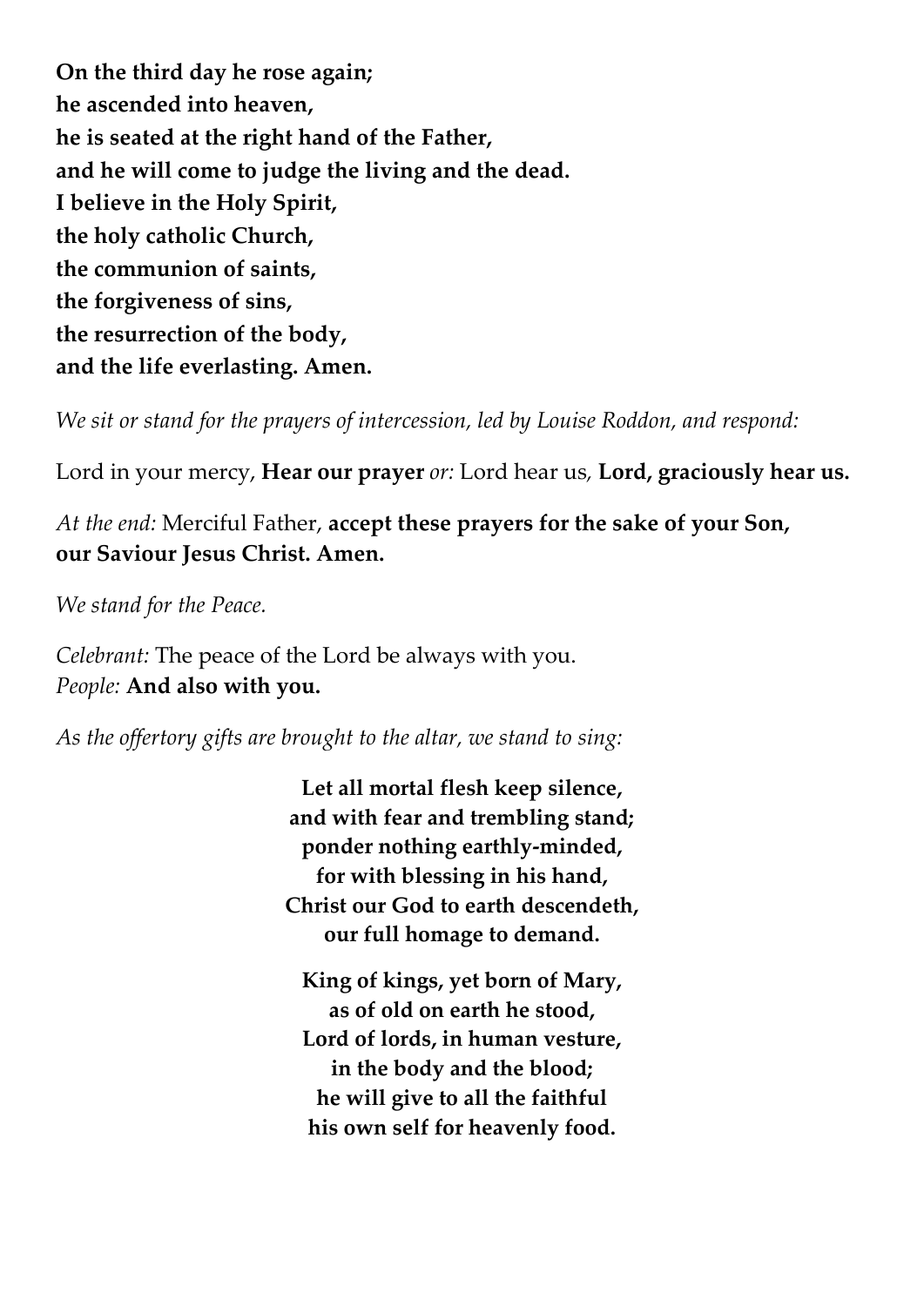**On the third day he rose again;**
**he ascended into heaven,**
**he is seated at the right hand of the Father,**
**and he will come to judge the living and the dead.**
**I believe in the Holy Spirit,**
**the holy catholic Church,**
**the communion of saints,**
**the forgiveness of sins,**
**the resurrection of the body,**
**and the life everlasting. Amen.**

*We sit or stand for the prayers of intercession, led by Louise Roddon, and respond:*

Lord in your mercy, **Hear our prayer** *or:* Lord hear us, **Lord, graciously hear us.**

*At the end:* Merciful Father, **accept these prayers for the sake of your Son, our Saviour Jesus Christ. Amen.**

*We stand for the Peace.*

*Celebrant:* The peace of the Lord be always with you.
*People:* **And also with you.**

*As the offertory gifts are brought to the altar, we stand to sing:*

**Let all mortal flesh keep silence,**
**and with fear and trembling stand;**
**ponder nothing earthly-minded,**
**for with blessing in his hand,**
**Christ our God to earth descendeth,**
**our full homage to demand.**

**King of kings, yet born of Mary,**
**as of old on earth he stood,**
**Lord of lords, in human vesture,**
**in the body and the blood;**
**he will give to all the faithful**
**his own self for heavenly food.**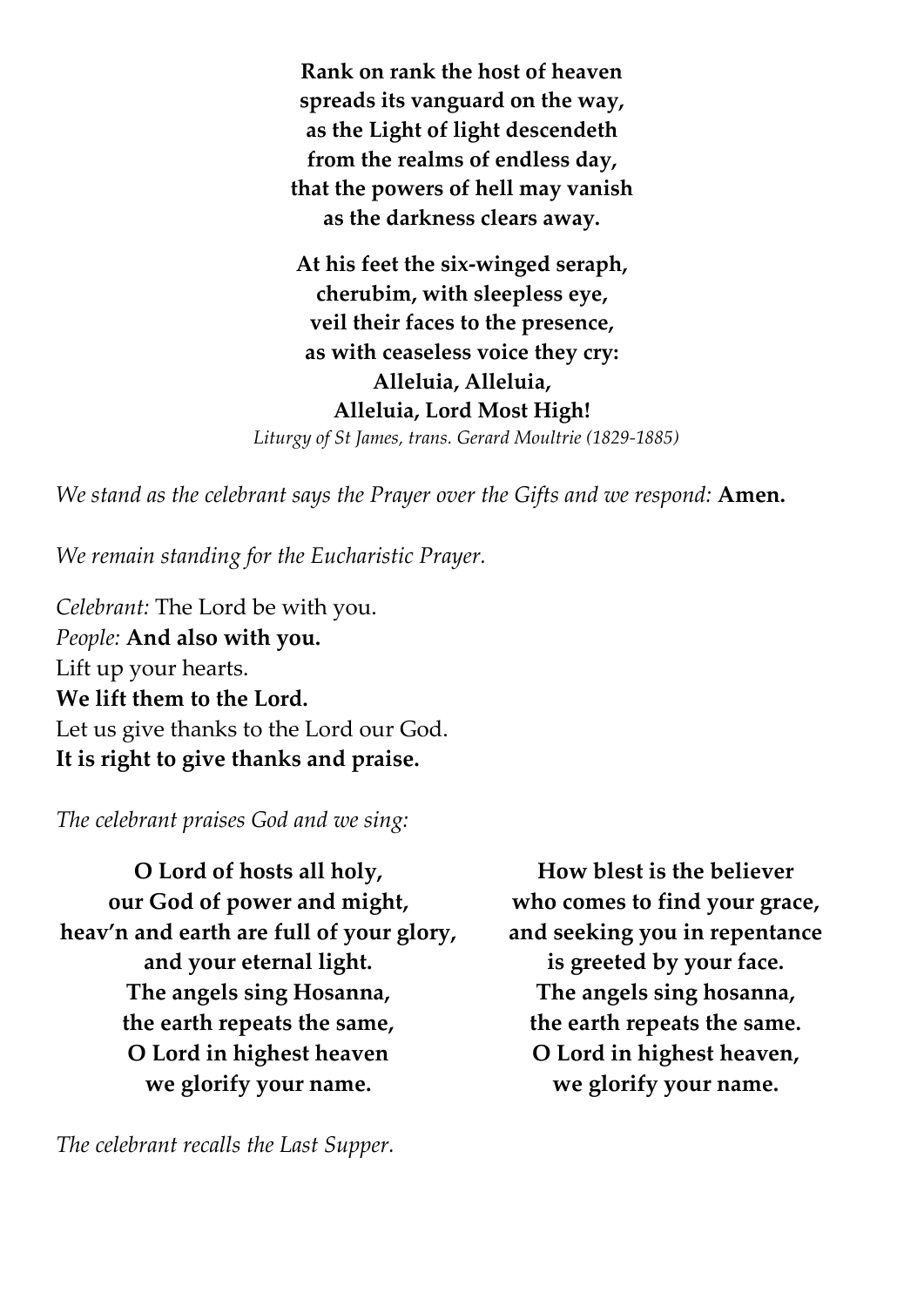**Rank on rank the host of heaven**
**spreads its vanguard on the way,**
**as the Light of light descendeth**
**from the realms of endless day,**
**that the powers of hell may vanish**
**as the darkness clears away.**

**At his feet the six-winged seraph,**
**cherubim, with sleepless eye,**
**veil their faces to the presence,**
**as with ceaseless voice they cry:**
**Alleluia, Alleluia,**
**Alleluia, Lord Most High!**

*Liturgy of St James, trans. Gerard Moultrie (1829-1885)*

*We stand as the celebrant says the Prayer over the Gifts and we respond:* **Amen.**

*We remain standing for the Eucharistic Prayer.*

*Celebrant:* The Lord be with you.
*People:* **And also with you.**
Lift up your hearts.
**We lift them to the Lord.**
Let us give thanks to the Lord our God.
**It is right to give thanks and praise.**

*The celebrant praises God and we sing:*

**O Lord of hosts all holy,**
**our God of power and might,**
**heav'n and earth are full of your glory,**
**and your eternal light.**
**The angels sing Hosanna,**
**the earth repeats the same,**
**O Lord in highest heaven**
**we glorify your name.**

**How blest is the believer**
**who comes to find your grace,**
**and seeking you in repentance**
**is greeted by your face.**
**The angels sing hosanna,**
**the earth repeats the same.**
**O Lord in highest heaven,**
**we glorify your name.**

*The celebrant recalls the Last Supper.*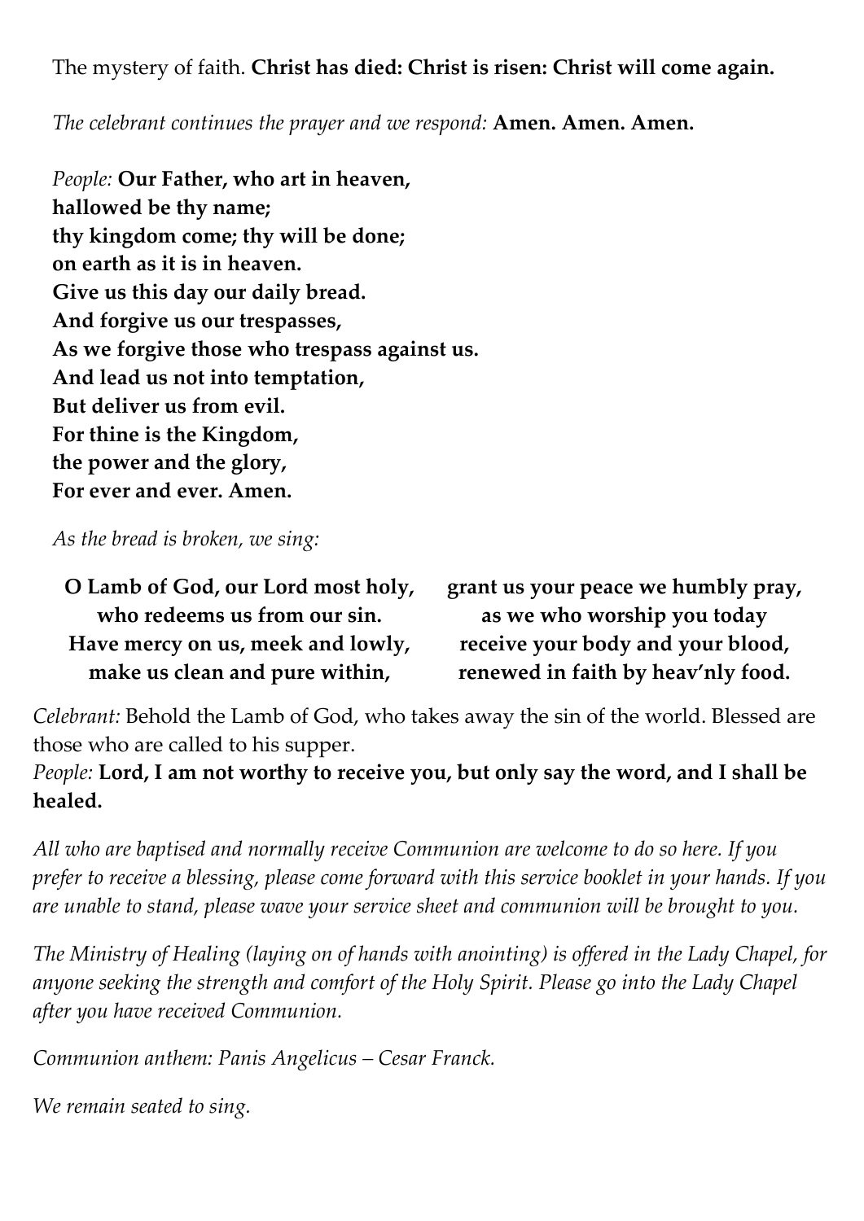The mystery of faith. **Christ has died: Christ is risen: Christ will come again.**

*The celebrant continues the prayer and we respond:* **Amen. Amen. Amen.**

*People:* **Our Father, who art in heaven,**
**hallowed be thy name;**
**thy kingdom come; thy will be done;**
**on earth as it is in heaven.**
**Give us this day our daily bread.**
**And forgive us our trespasses,**
**As we forgive those who trespass against us.**
**And lead us not into temptation,**
**But deliver us from evil.**
**For thine is the Kingdom,**
**the power and the glory,**
**For ever and ever. Amen.**

*As the bread is broken, we sing:*

**O Lamb of God, our Lord most holy,**
**who redeems us from our sin.**
**Have mercy on us, meek and lowly,**
**make us clean and pure within,**

**grant us your peace we humbly pray,**
**as we who worship you today**
**receive your body and your blood,**
**renewed in faith by heav'nly food.**

*Celebrant:* Behold the Lamb of God, who takes away the sin of the world. Blessed are those who are called to his supper.
*People:* **Lord, I am not worthy to receive you, but only say the word, and I shall be healed.**

*All who are baptised and normally receive Communion are welcome to do so here. If you prefer to receive a blessing, please come forward with this service booklet in your hands. If you are unable to stand, please wave your service sheet and communion will be brought to you.*

*The Ministry of Healing (laying on of hands with anointing) is offered in the Lady Chapel, for anyone seeking the strength and comfort of the Holy Spirit. Please go into the Lady Chapel after you have received Communion.*

*Communion anthem: Panis Angelicus – Cesar Franck.*

*We remain seated to sing.*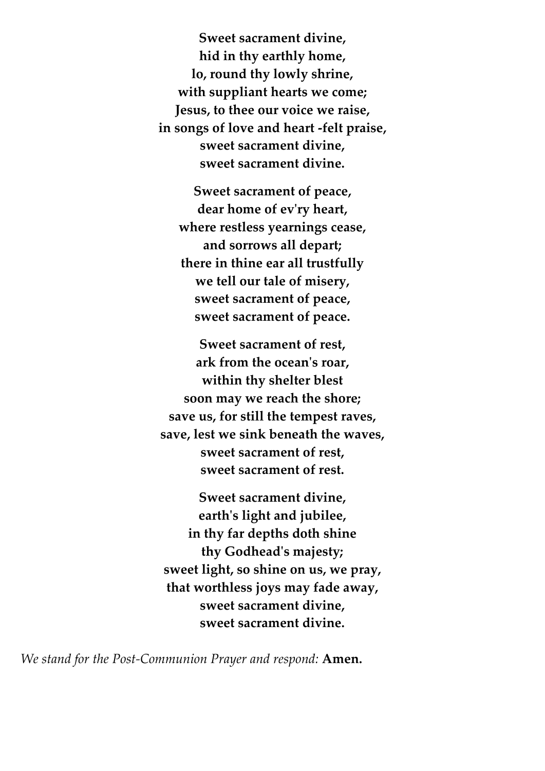**Sweet sacrament divine,**
**hid in thy earthly home,**
**lo, round thy lowly shrine,**
**with suppliant hearts we come;**
**Jesus, to thee our voice we raise,**
**in songs of love and heart -felt praise,**
**sweet sacrament divine,**
**sweet sacrament divine.**

**Sweet sacrament of peace,**
**dear home of ev'ry heart,**
**where restless yearnings cease,**
**and sorrows all depart;**
**there in thine ear all trustfully**
**we tell our tale of misery,**
**sweet sacrament of peace,**
**sweet sacrament of peace.**

**Sweet sacrament of rest,**
**ark from the ocean's roar,**
**within thy shelter blest**
**soon may we reach the shore;**
**save us, for still the tempest raves,**
**save, lest we sink beneath the waves,**
**sweet sacrament of rest,**
**sweet sacrament of rest.**

**Sweet sacrament divine,**
**earth's light and jubilee,**
**in thy far depths doth shine**
**thy Godhead's majesty;**
**sweet light, so shine on us, we pray,**
**that worthless joys may fade away,**
**sweet sacrament divine,**
**sweet sacrament divine.**

*We stand for the Post-Communion Prayer and respond:* **Amen.**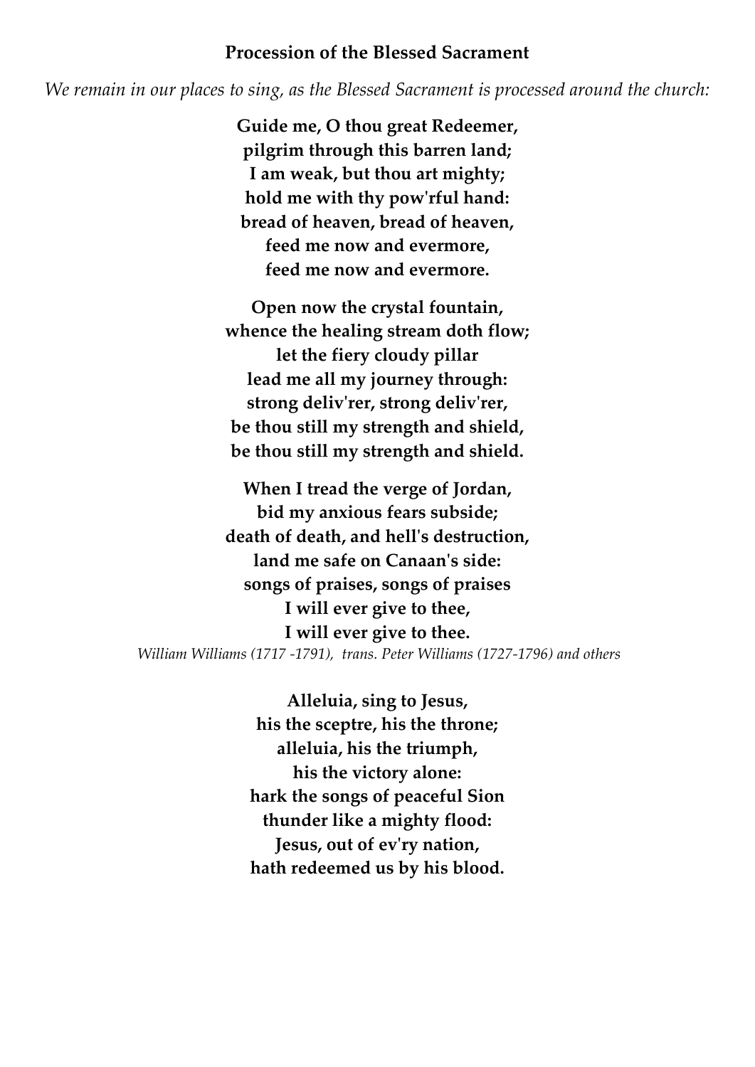### Procession of the Blessed Sacrament

*We remain in our places to sing, as the Blessed Sacrament is processed around the church:*

**Guide me, O thou great Redeemer,**
**pilgrim through this barren land;**
**I am weak, but thou art mighty;**
**hold me with thy pow'rful hand:**
**bread of heaven, bread of heaven,**
**feed me now and evermore,**
**feed me now and evermore.**

**Open now the crystal fountain,**
**whence the healing stream doth flow;**
**let the fiery cloudy pillar**
**lead me all my journey through:**
**strong deliv'rer, strong deliv'rer,**
**be thou still my strength and shield,**
**be thou still my strength and shield.**

**When I tread the verge of Jordan,**
**bid my anxious fears subside;**
**death of death, and hell's destruction,**
**land me safe on Canaan's side:**
**songs of praises, songs of praises**
**I will ever give to thee,**
**I will ever give to thee.**

*William Williams (1717 -1791), trans. Peter Williams (1727-1796) and others*

**Alleluia, sing to Jesus,**
**his the sceptre, his the throne;**
**alleluia, his the triumph,**
**his the victory alone:**
**hark the songs of peaceful Sion**
**thunder like a mighty flood:**
**Jesus, out of ev'ry nation,**
**hath redeemed us by his blood.**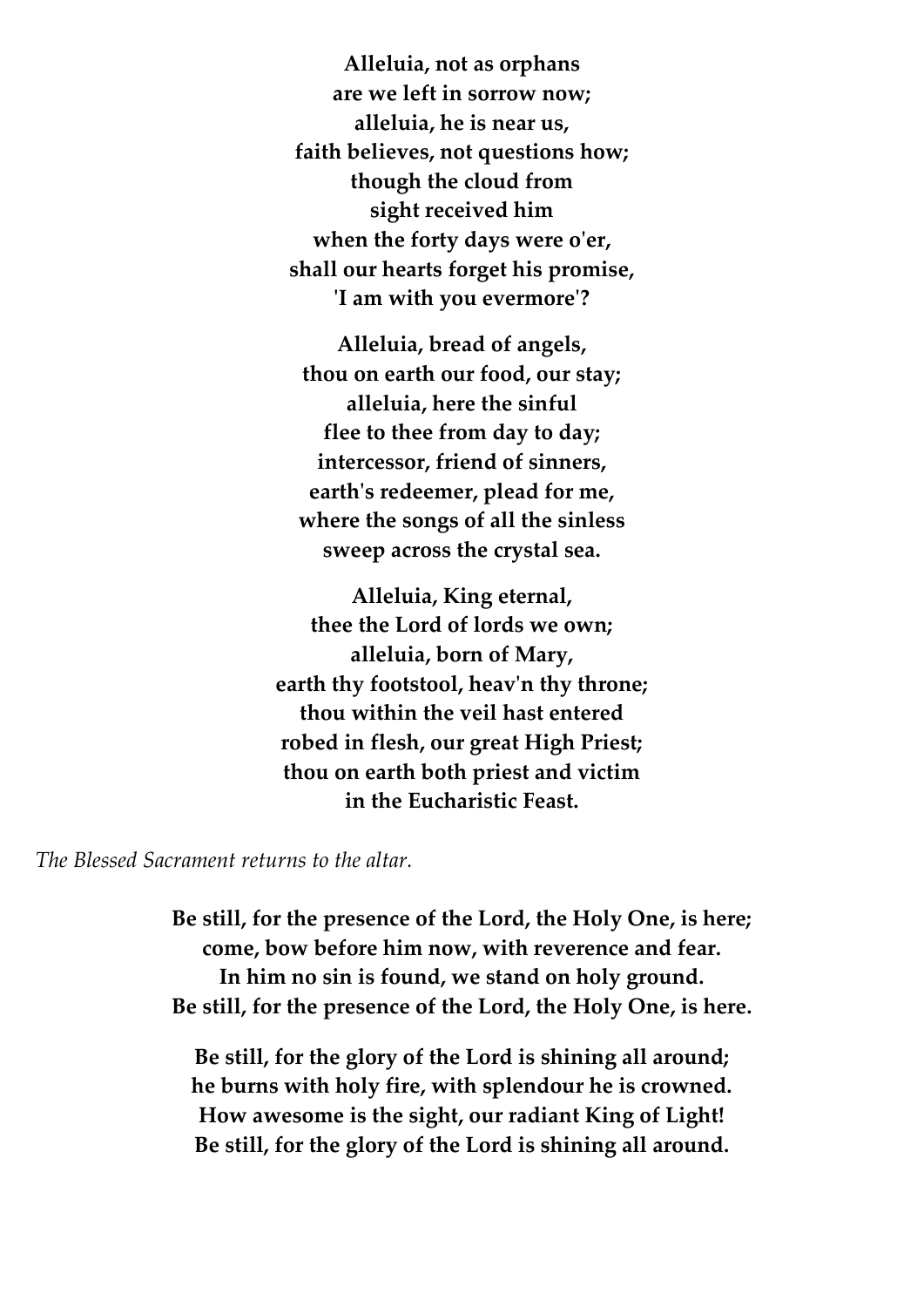**Alleluia, not as orphans**
**are we left in sorrow now;**
**alleluia, he is near us,**
**faith believes, not questions how;**
**though the cloud from**
**sight received him**
**when the forty days were o'er,**
**shall our hearts forget his promise,**
**'I am with you evermore'?**

**Alleluia, bread of angels,**
**thou on earth our food, our stay;**
**alleluia, here the sinful**
**flee to thee from day to day;**
**intercessor, friend of sinners,**
**earth's redeemer, plead for me,**
**where the songs of all the sinless**
**sweep across the crystal sea.**

**Alleluia, King eternal,**
**thee the Lord of lords we own;**
**alleluia, born of Mary,**
**earth thy footstool, heav'n thy throne;**
**thou within the veil hast entered**
**robed in flesh, our great High Priest;**
**thou on earth both priest and victim**
**in the Eucharistic Feast.**

*The Blessed Sacrament returns to the altar.*

**Be still, for the presence of the Lord, the Holy One, is here;**
**come, bow before him now, with reverence and fear.**
**In him no sin is found, we stand on holy ground.**
**Be still, for the presence of the Lord, the Holy One, is here.**

**Be still, for the glory of the Lord is shining all around;**
**he burns with holy fire, with splendour he is crowned.**
**How awesome is the sight, our radiant King of Light!**
**Be still, for the glory of the Lord is shining all around.**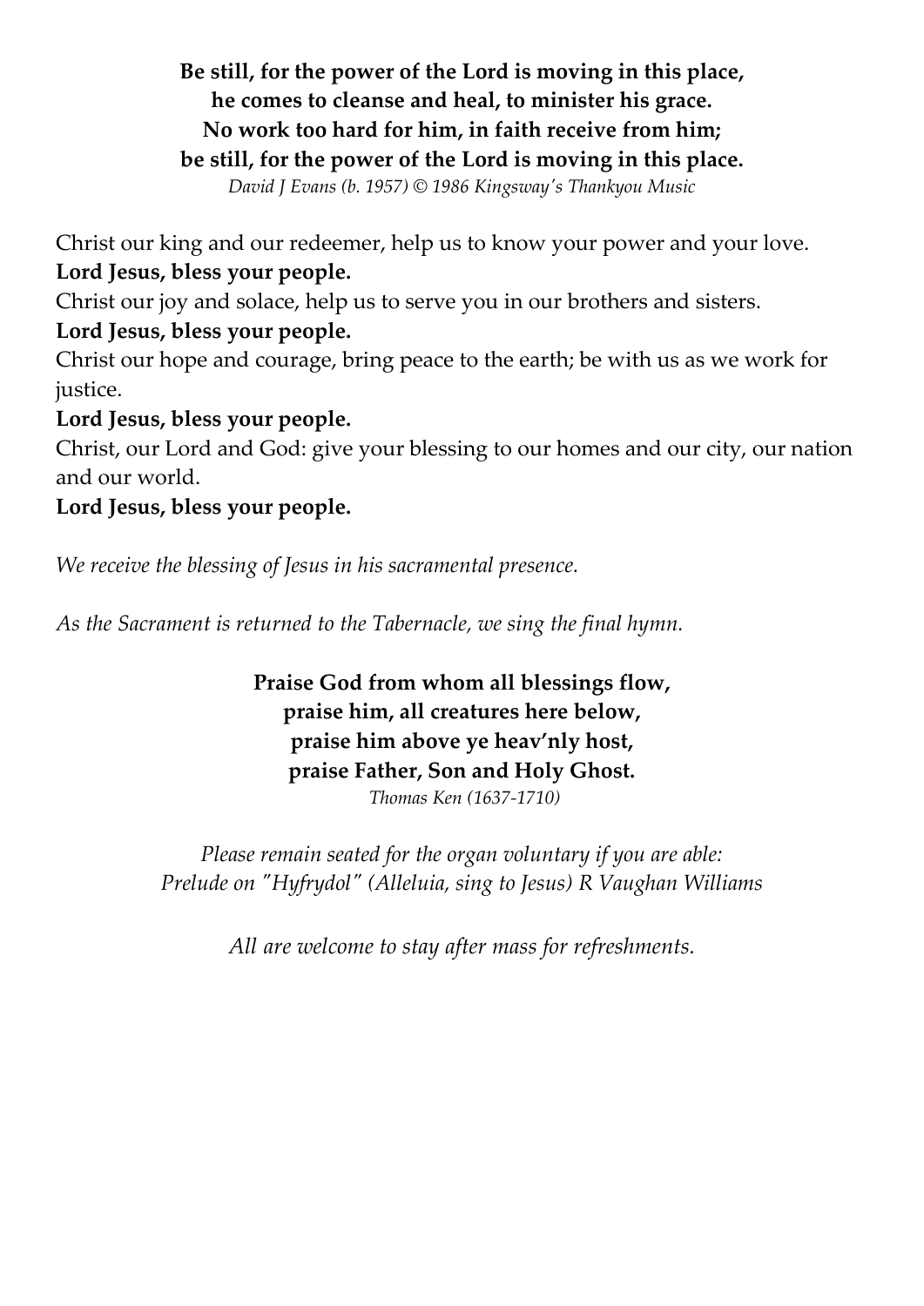**Be still, for the power of the Lord is moving in this place,**
**he comes to cleanse and heal, to minister his grace.**
**No work too hard for him, in faith receive from him;**
**be still, for the power of the Lord is moving in this place.**
*David J Evans (b. 1957) © 1986 Kingsway's Thankyou Music*

Christ our king and our redeemer, help us to know your power and your love.
**Lord Jesus, bless your people.**
Christ our joy and solace, help us to serve you in our brothers and sisters.
**Lord Jesus, bless your people.**
Christ our hope and courage, bring peace to the earth; be with us as we work for justice.
**Lord Jesus, bless your people.**
Christ, our Lord and God: give your blessing to our homes and our city, our nation and our world.
**Lord Jesus, bless your people.**

*We receive the blessing of Jesus in his sacramental presence.*

*As the Sacrament is returned to the Tabernacle, we sing the final hymn.*

**Praise God from whom all blessings flow,**
**praise him, all creatures here below,**
**praise him above ye heav'nly host,**
**praise Father, Son and Holy Ghost.**
*Thomas Ken (1637-1710)*

*Please remain seated for the organ voluntary if you are able:*
*Prelude on "Hyfrydol" (Alleluia, sing to Jesus) R Vaughan Williams*

*All are welcome to stay after mass for refreshments.*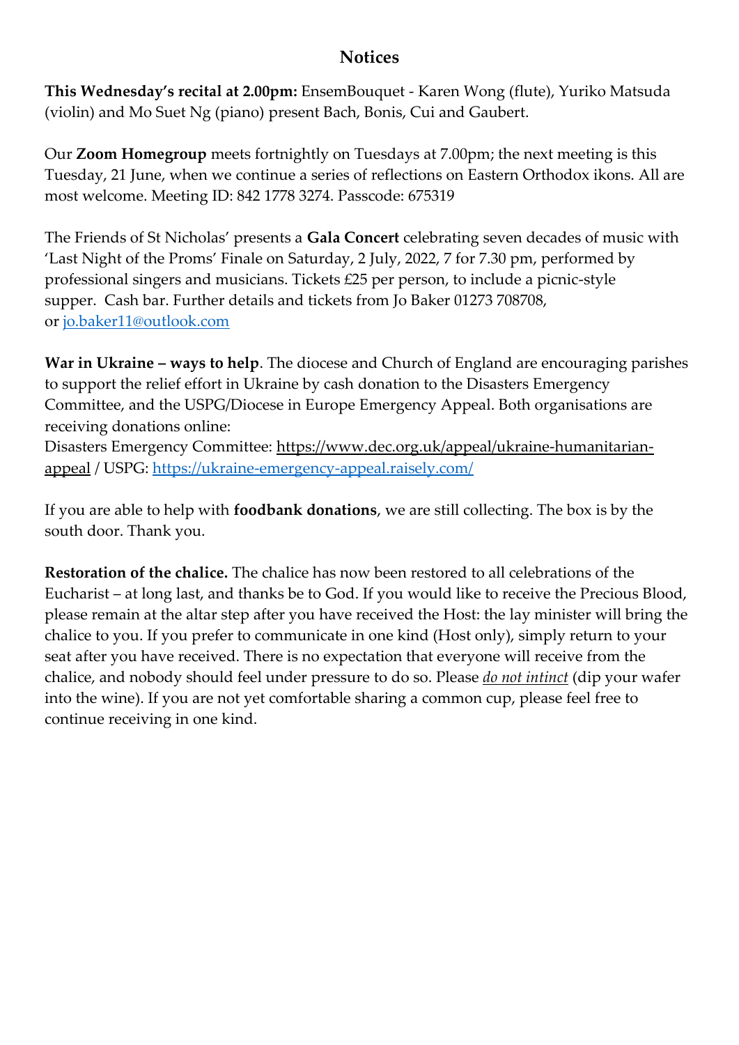## Notices

**This Wednesday's recital at 2.00pm:** EnsemBouquet - Karen Wong (flute), Yuriko Matsuda (violin) and Mo Suet Ng (piano) present Bach, Bonis, Cui and Gaubert.

Our **Zoom Homegroup** meets fortnightly on Tuesdays at 7.00pm; the next meeting is this Tuesday, 21 June, when we continue a series of reflections on Eastern Orthodox ikons. All are most welcome. Meeting ID: 842 1778 3274. Passcode: 675319

The Friends of St Nicholas' presents a **Gala Concert** celebrating seven decades of music with 'Last Night of the Proms' Finale on Saturday, 2 July, 2022, 7 for 7.30 pm, performed by professional singers and musicians. Tickets £25 per person, to include a picnic-style supper. Cash bar. Further details and tickets from Jo Baker 01273 708708, or jo.baker11@outlook.com

**War in Ukraine – ways to help**. The diocese and Church of England are encouraging parishes to support the relief effort in Ukraine by cash donation to the Disasters Emergency Committee, and the USPG/Diocese in Europe Emergency Appeal. Both organisations are receiving donations online:
Disasters Emergency Committee: https://www.dec.org.uk/appeal/ukraine-humanitarian-appeal / USPG: https://ukraine-emergency-appeal.raisely.com/

If you are able to help with **foodbank donations**, we are still collecting. The box is by the south door. Thank you.

**Restoration of the chalice.** The chalice has now been restored to all celebrations of the Eucharist – at long last, and thanks be to God. If you would like to receive the Precious Blood, please remain at the altar step after you have received the Host: the lay minister will bring the chalice to you. If you prefer to communicate in one kind (Host only), simply return to your seat after you have received. There is no expectation that everyone will receive from the chalice, and nobody should feel under pressure to do so. Please ***do not intinct*** (dip your wafer into the wine). If you are not yet comfortable sharing a common cup, please feel free to continue receiving in one kind.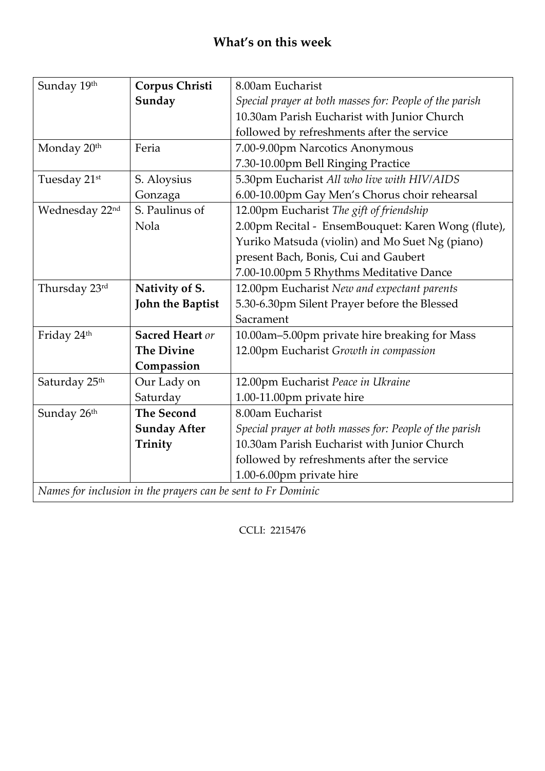## What's on this week

| | | |
|---|---|---|
| Sunday 19th | **Corpus Christi Sunday** | 8.00am Eucharist<br>*Special prayer at both masses for: People of the parish*<br>10.30am Parish Eucharist with Junior Church followed by refreshments after the service |
| Monday 20th | Feria | 7.00-9.00pm Narcotics Anonymous<br>7.30-10.00pm Bell Ringing Practice |
| Tuesday 21st | S. Aloysius Gonzaga | 5.30pm Eucharist *All who live with HIV/AIDS*<br>6.00-10.00pm Gay Men's Chorus choir rehearsal |
| Wednesday 22nd | S. Paulinus of Nola | 12.00pm Eucharist *The gift of friendship*<br>2.00pm Recital - EnsemBouquet: Karen Wong (flute), Yuriko Matsuda (violin) and Mo Suet Ng (piano) present Bach, Bonis, Cui and Gaubert<br>7.00-10.00pm 5 Rhythms Meditative Dance |
| Thursday 23rd | **Nativity of S. John the Baptist** | 12.00pm Eucharist *New and expectant parents*<br>5.30-6.30pm Silent Prayer before the Blessed Sacrament |
| Friday 24th | **Sacred Heart** *or* **The Divine Compassion** | 10.00am–5.00pm private hire breaking for Mass<br>12.00pm Eucharist *Growth in compassion* |
| Saturday 25th | Our Lady on Saturday | 12.00pm Eucharist *Peace in Ukraine*<br>1.00-11.00pm private hire |
| Sunday 26th | **The Second Sunday After Trinity** | 8.00am Eucharist<br>*Special prayer at both masses for: People of the parish*<br>10.30am Parish Eucharist with Junior Church followed by refreshments after the service<br>1.00-6.00pm private hire |
| *Names for inclusion in the prayers can be sent to Fr Dominic* | | |

CCLI: 2215476